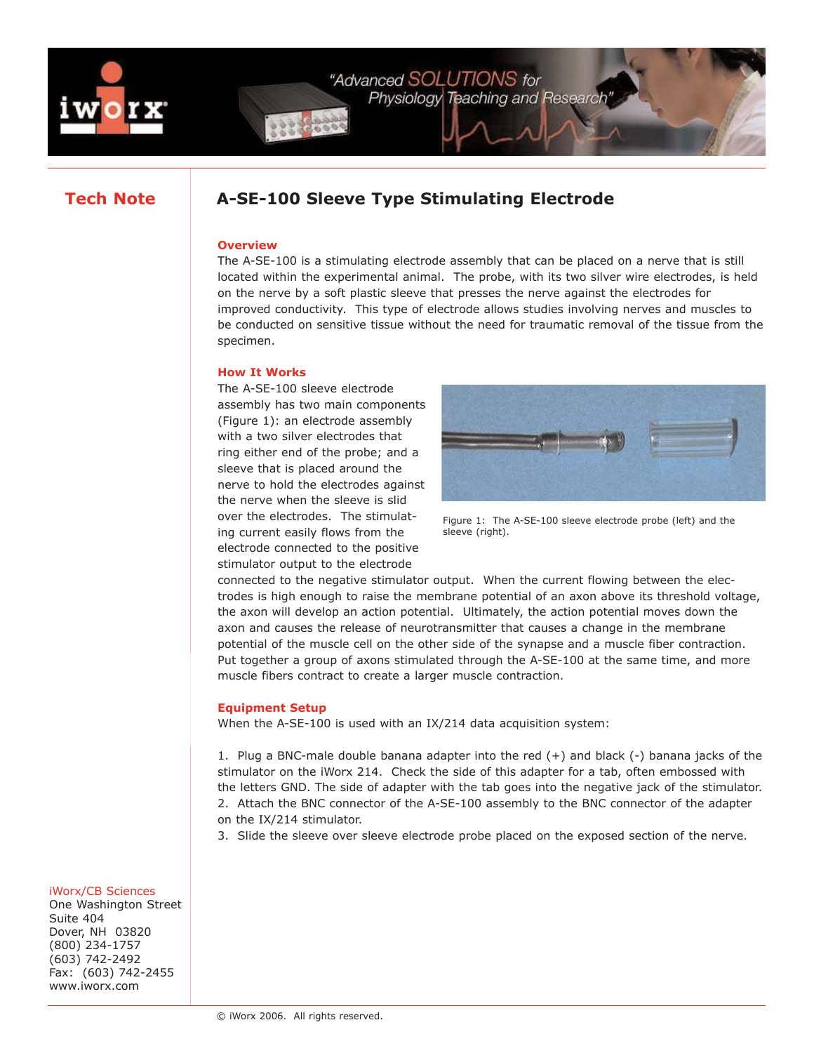# A-SE-100 Sleeve Type Stimulating Electrode

**Tech Note**

## Overview

The A-SE-100 is a stimulating electrode assembly that can be placed on a nerve that is still located within the experimental animal. The probe, with its two silver wire electrodes, is held on the nerve by a soft plastic sleeve that presses the nerve against the electrodes for improved conductivity. This type of electrode allows studies involving nerves and muscles to be conducted on sensitive tissue without the need for traumatic removal of the tissue from the specimen.

## How It Works

The A-SE-100 sleeve electrode assembly has two main components (Figure 1): an electrode assembly with a two silver electrodes that ring either end of the probe; and a sleeve that is placed around the nerve to hold the electrodes against the nerve when the sleeve is slid over the electrodes. The stimulating current easily flows from the electrode connected to the positive stimulator output to the electrode connected to the negative stimulator output. When the current flowing between the electrodes is high enough to raise the membrane potential of an axon above its threshold voltage, the axon will develop an action potential. Ultimately, the action potential moves down the axon and causes the release of neurotransmitter that causes a change in the membrane potential of the muscle cell on the other side of the synapse and a muscle fiber contraction. Put together a group of axons stimulated through the A-SE-100 at the same time, and more muscle fibers contract to create a larger muscle contraction.

Figure 1: The A-SE-100 sleeve electrode probe (left) and the sleeve (right).

## Equipment Setup

When the A-SE-100 is used with an IX/214 data acquisition system:

1. Plug a BNC-male double banana adapter into the red (+) and black (-) banana jacks of the stimulator on the iWorx 214. Check the side of this adapter for a tab, often embossed with the letters GND. The side of adapter with the tab goes into the negative jack of the stimulator.
2. Attach the BNC connector of the A-SE-100 assembly to the BNC connector of the adapter on the IX/214 stimulator.
3. Slide the sleeve over sleeve electrode probe placed on the exposed section of the nerve.

iWorx/CB Sciences
One Washington Street
Suite 404
Dover, NH 03820
(800) 234-1757
(603) 742-2492
Fax: (603) 742-2455
www.iworx.com

© iWorx 2006. All rights reserved.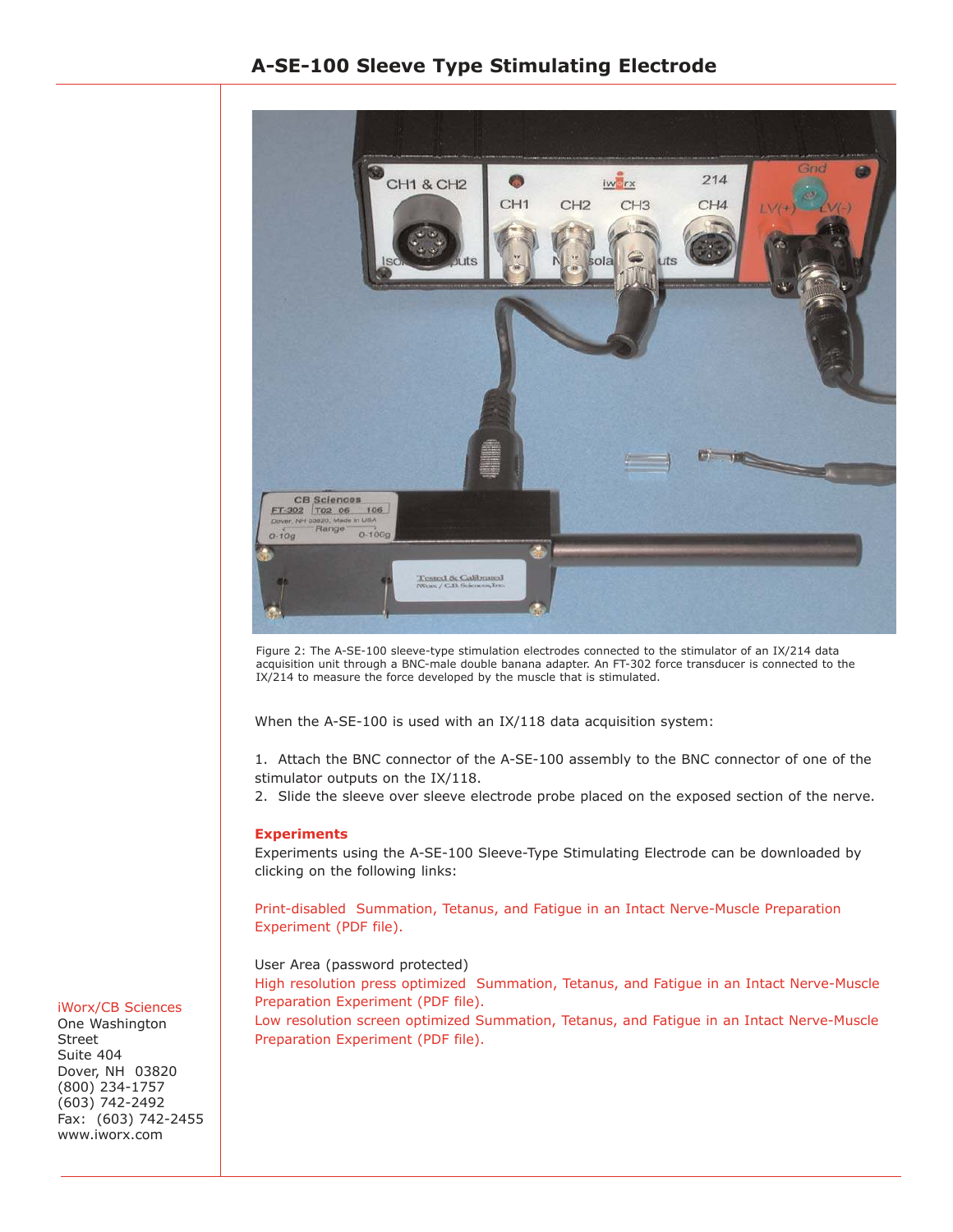# A-SE-100 Sleeve Type Stimulating Electrode

Figure 2: The A-SE-100 sleeve-type stimulation electrodes connected to the stimulator of an IX/214 data acquisition unit through a BNC-male double banana adapter. An FT-302 force transducer is connected to the IX/214 to measure the force developed by the muscle that is stimulated.

When the A-SE-100 is used with an IX/118 data acquisition system:

1. Attach the BNC connector of the A-SE-100 assembly to the BNC connector of one of the stimulator outputs on the IX/118.
2. Slide the sleeve over sleeve electrode probe placed on the exposed section of the nerve.

**Experiments**

Experiments using the A-SE-100 Sleeve-Type Stimulating Electrode can be downloaded by clicking on the following links:

Print-disabled Summation, Tetanus, and Fatigue in an Intact Nerve-Muscle Preparation Experiment (PDF file).

User Area (password protected)

High resolution press optimized Summation, Tetanus, and Fatigue in an Intact Nerve-Muscle Preparation Experiment (PDF file).

Low resolution screen optimized Summation, Tetanus, and Fatigue in an Intact Nerve-Muscle Preparation Experiment (PDF file).

iWorx/CB Sciences
One Washington Street
Suite 404
Dover, NH 03820
(800) 234-1757
(603) 742-2492
Fax: (603) 742-2455
www.iworx.com